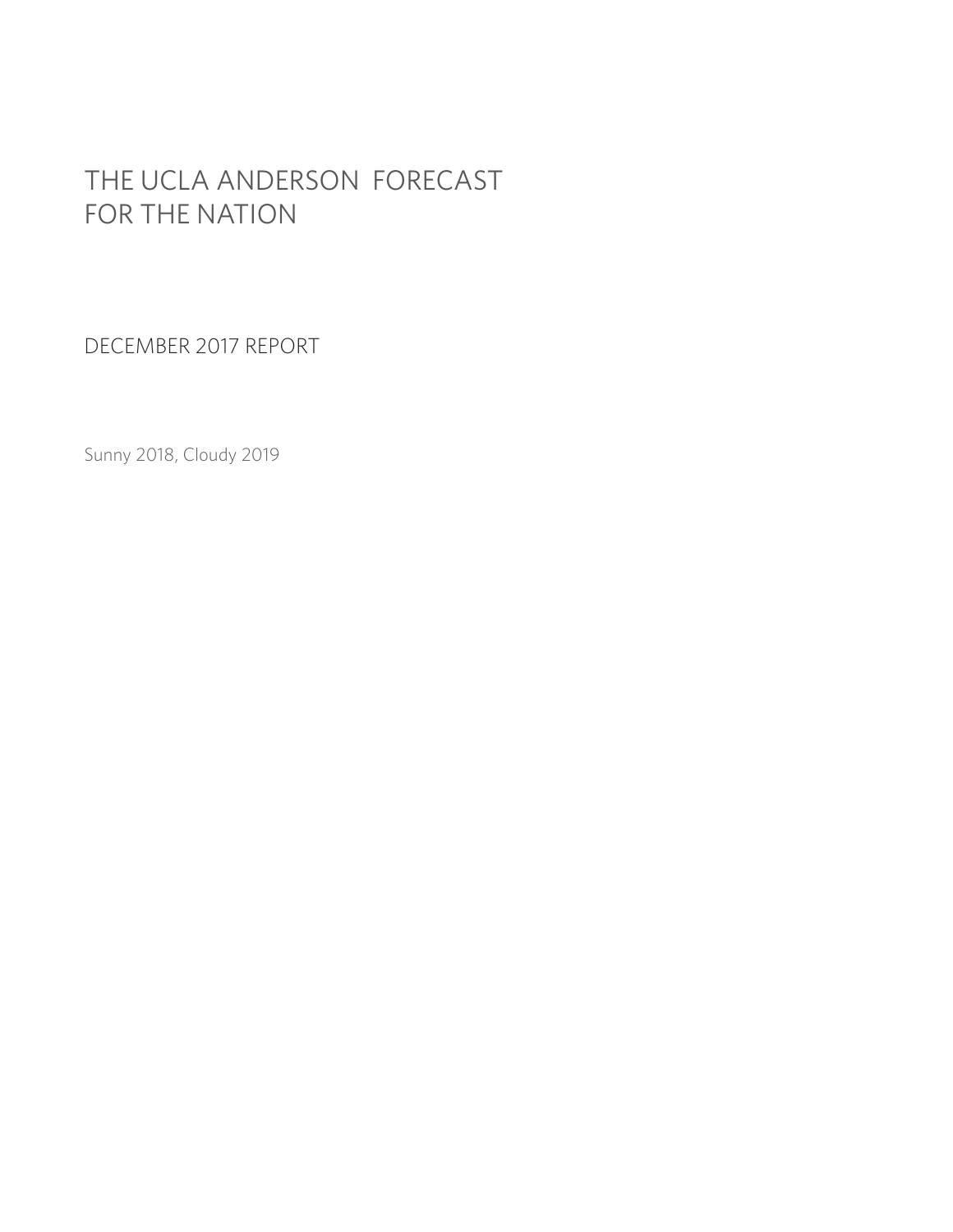# THE UCLA ANDERSON FORECAST FOR THE NATION

## DECEMBER 2017 REPORT

Sunny 2018, Cloudy 2019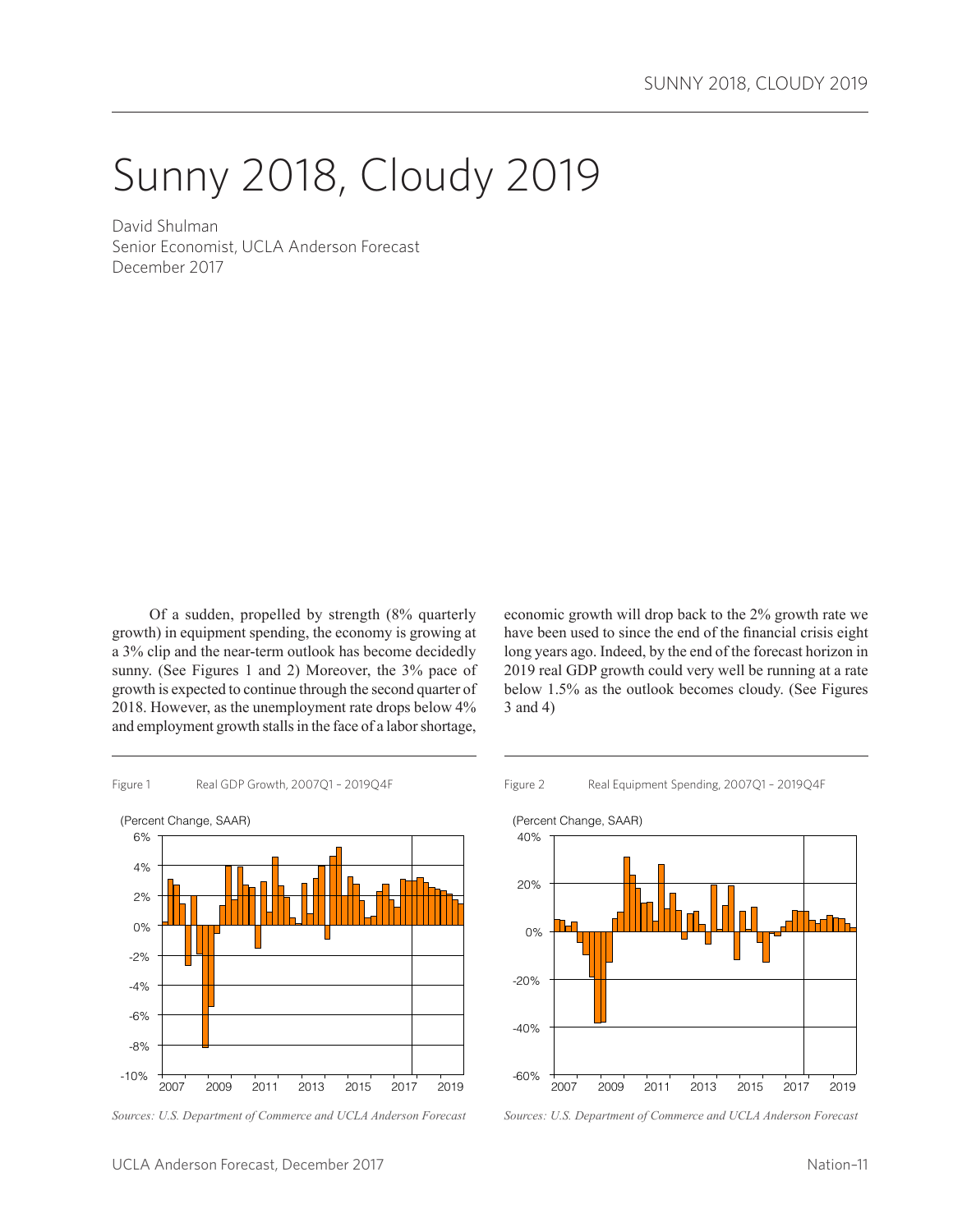# Sunny 2018, Cloudy 2019

David Shulman
Senior Economist, UCLA Anderson Forecast
December 2017

Of a sudden, propelled by strength (8% quarterly growth) in equipment spending, the economy is growing at a 3% clip and the near-term outlook has become decidedly sunny. (See Figures 1 and 2) Moreover, the 3% pace of growth is expected to continue through the second quarter of 2018. However, as the unemployment rate drops below 4% and employment growth stalls in the face of a labor shortage, economic growth will drop back to the 2% growth rate we have been used to since the end of the financial crisis eight long years ago. Indeed, by the end of the forecast horizon in 2019 real GDP growth could very well be running at a rate below 1.5% as the outlook becomes cloudy. (See Figures 3 and 4)

Figure 1 Real GDP Growth, 2007Q1 – 2019Q4F

(Percent Change, SAAR)

*Sources: U.S. Department of Commerce and UCLA Anderson Forecast*

Figure 2 Real Equipment Spending, 2007Q1 – 2019Q4F

(Percent Change, SAAR)

*Sources: U.S. Department of Commerce and UCLA Anderson Forecast*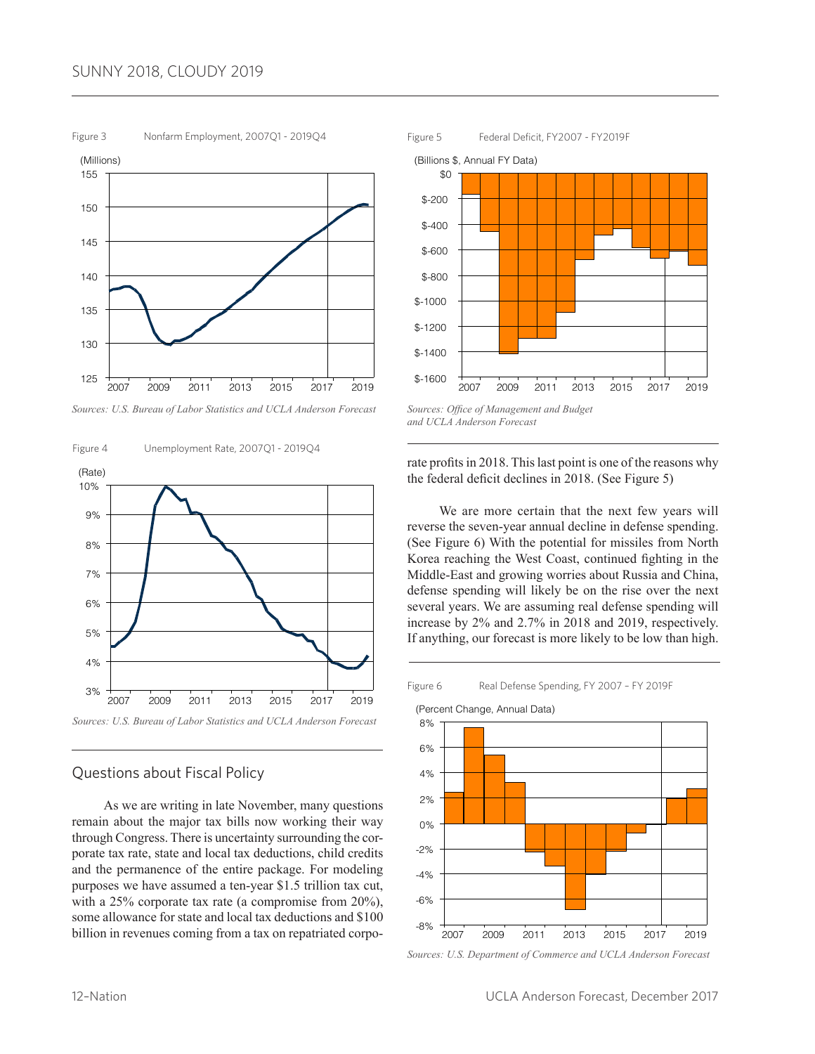Figure 3 Nonfarm Employment, 2007Q1 - 2019Q4

*Sources: U.S. Bureau of Labor Statistics and UCLA Anderson Forecast*

Figure 4 Unemployment Rate, 2007Q1 - 2019Q4

*Sources: U.S. Bureau of Labor Statistics and UCLA Anderson Forecast*

## Questions about Fiscal Policy

As we are writing in late November, many questions remain about the major tax bills now working their way through Congress. There is uncertainty surrounding the corporate tax rate, state and local tax deductions, child credits and the permanence of the entire package. For modeling purposes we have assumed a ten-year $1.5 trillion tax cut, with a 25% corporate tax rate (a compromise from 20%), some allowance for state and local tax deductions and $100 billion in revenues coming from a tax on repatriated corporate profits in 2018. This last point is one of the reasons why the federal deficit declines in 2018. (See Figure 5)

Figure 5 Federal Deficit, FY2007 - FY2019F

*Sources: Office of Management and Budget and UCLA Anderson Forecast*

We are more certain that the next few years will reverse the seven-year annual decline in defense spending. (See Figure 6) With the potential for missiles from North Korea reaching the West Coast, continued fighting in the Middle-East and growing worries about Russia and China, defense spending will likely be on the rise over the next several years. We are assuming real defense spending will increase by 2% and 2.7% in 2018 and 2019, respectively. If anything, our forecast is more likely to be low than high.

Figure 6 Real Defense Spending, FY 2007 – FY 2019F

*Sources: U.S. Department of Commerce and UCLA Anderson Forecast*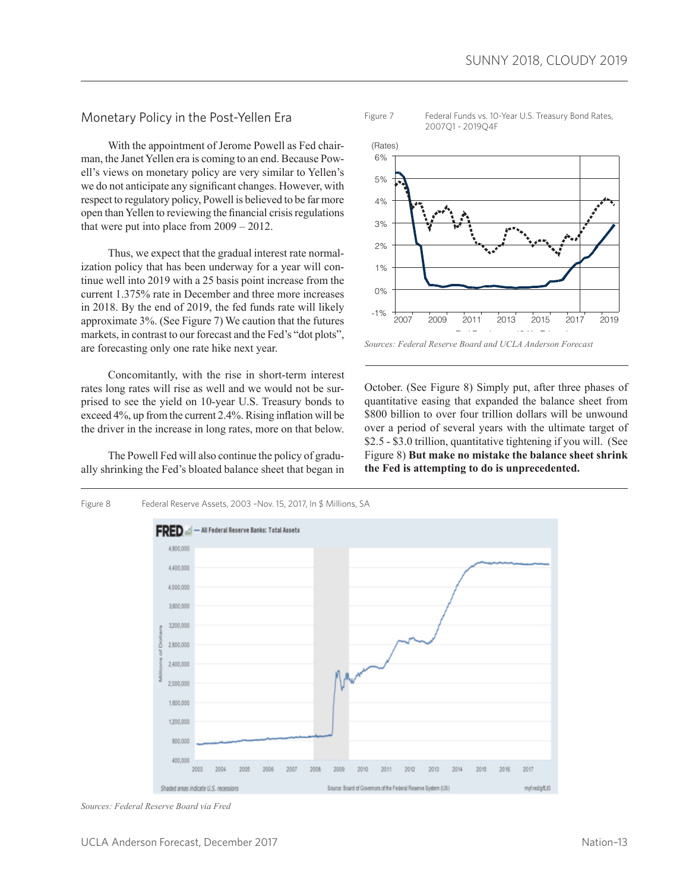## Monetary Policy in the Post-Yellen Era

With the appointment of Jerome Powell as Fed chairman, the Janet Yellen era is coming to an end. Because Powell's views on monetary policy are very similar to Yellen's we do not anticipate any significant changes. However, with respect to regulatory policy, Powell is believed to be far more open than Yellen to reviewing the financial crisis regulations that were put into place from 2009 – 2012.

Thus, we expect that the gradual interest rate normalization policy that has been underway for a year will continue well into 2019 with a 25 basis point increase from the current 1.375% rate in December and three more increases in 2018. By the end of 2019, the fed funds rate will likely approximate 3%. (See Figure 7) We caution that the futures markets, in contrast to our forecast and the Fed's "dot plots", are forecasting only one rate hike next year.

Concomitantly, with the rise in short-term interest rates long rates will rise as well and we would not be surprised to see the yield on 10-year U.S. Treasury bonds to exceed 4%, up from the current 2.4%. Rising inflation will be the driver in the increase in long rates, more on that below.

The Powell Fed will also continue the policy of gradually shrinking the Fed's bloated balance sheet that began in October. (See Figure 8) Simply put, after three phases of quantitative easing that expanded the balance sheet from $800 billion to over four trillion dollars will be unwound over a period of several years with the ultimate target of $2.5 - $3.0 trillion, quantitative tightening if you will. (See Figure 8) **But make no mistake the balance sheet shrink the Fed is attempting to do is unprecedented.**

Figure 7 Federal Funds vs. 10-Year U.S. Treasury Bond Rates, 2007Q1 - 2019Q4F

*Sources: Federal Reserve Board and UCLA Anderson Forecast*

Figure 8 Federal Reserve Assets, 2003 –Nov. 15, 2017, In $ Millions, SA

*Sources: Federal Reserve Board via Fred*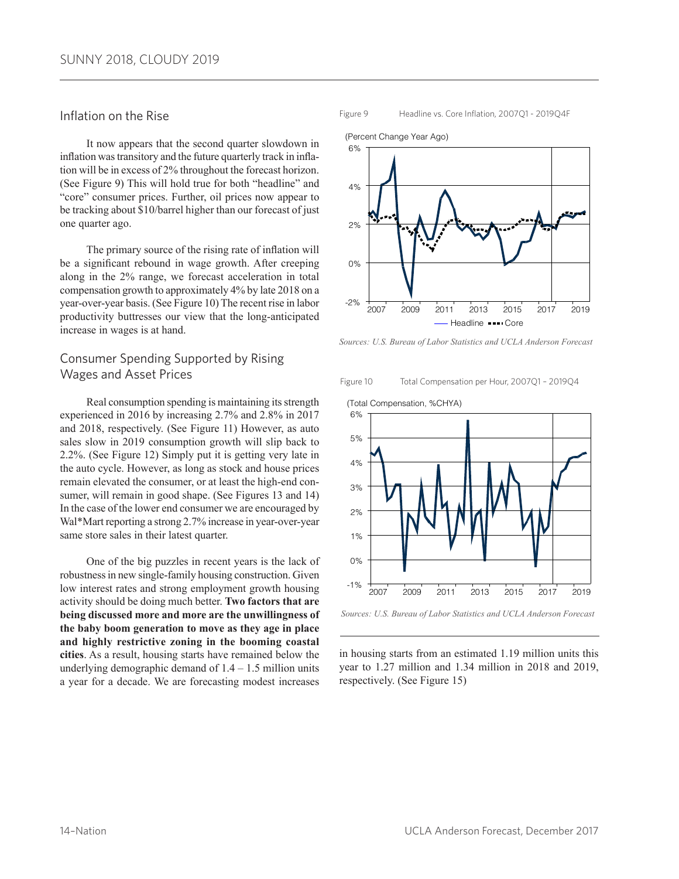## Inflation on the Rise

It now appears that the second quarter slowdown in inflation was transitory and the future quarterly track in inflation will be in excess of 2% throughout the forecast horizon. (See Figure 9) This will hold true for both "headline" and "core" consumer prices. Further, oil prices now appear to be tracking about $10/barrel higher than our forecast of just one quarter ago.

The primary source of the rising rate of inflation will be a significant rebound in wage growth. After creeping along in the 2% range, we forecast acceleration in total compensation growth to approximately 4% by late 2018 on a year-over-year basis. (See Figure 10) The recent rise in labor productivity buttresses our view that the long-anticipated increase in wages is at hand.

## Consumer Spending Supported by Rising Wages and Asset Prices

Real consumption spending is maintaining its strength experienced in 2016 by increasing 2.7% and 2.8% in 2017 and 2018, respectively. (See Figure 11) However, as auto sales slow in 2019 consumption growth will slip back to 2.2%. (See Figure 12) Simply put it is getting very late in the auto cycle. However, as long as stock and house prices remain elevated the consumer, or at least the high-end consumer, will remain in good shape. (See Figures 13 and 14) In the case of the lower end consumer we are encouraged by Wal*Mart reporting a strong 2.7% increase in year-over-year same store sales in their latest quarter.

One of the big puzzles in recent years is the lack of robustness in new single-family housing construction. Given low interest rates and strong employment growth housing activity should be doing much better. **Two factors that are being discussed more and more are the unwillingness of the baby boom generation to move as they age in place and highly restrictive zoning in the booming coastal cities**. As a result, housing starts have remained below the underlying demographic demand of 1.4 – 1.5 million units a year for a decade. We are forecasting modest increases in housing starts from an estimated 1.19 million units this year to 1.27 million and 1.34 million in 2018 and 2019, respectively. (See Figure 15)

Figure 9 Headline vs. Core Inflation, 2007Q1 - 2019Q4F

*Sources: U.S. Bureau of Labor Statistics and UCLA Anderson Forecast*

Figure 10 Total Compensation per Hour, 2007Q1 – 2019Q4

*Sources: U.S. Bureau of Labor Statistics and UCLA Anderson Forecast*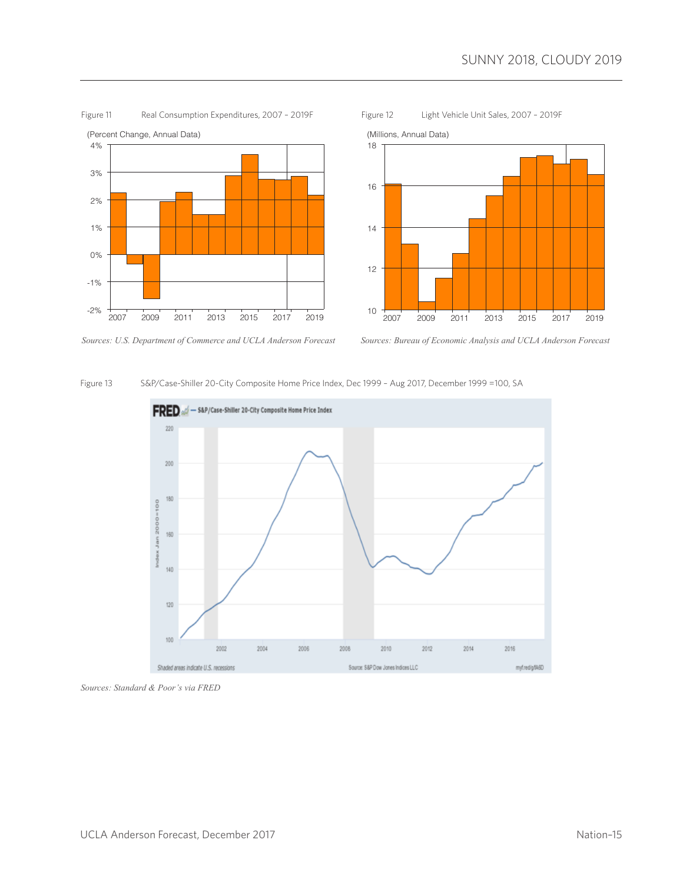Figure 11 Real Consumption Expenditures, 2007 – 2019F

(Percent Change, Annual Data)

*Sources: U.S. Department of Commerce and UCLA Anderson Forecast*

Figure 12 Light Vehicle Unit Sales, 2007 – 2019F

(Millions, Annual Data)

*Sources: Bureau of Economic Analysis and UCLA Anderson Forecast*

Figure 13 S&P/Case-Shiller 20-City Composite Home Price Index, Dec 1999 – Aug 2017, December 1999 =100, SA

*Sources: Standard & Poor's via FRED*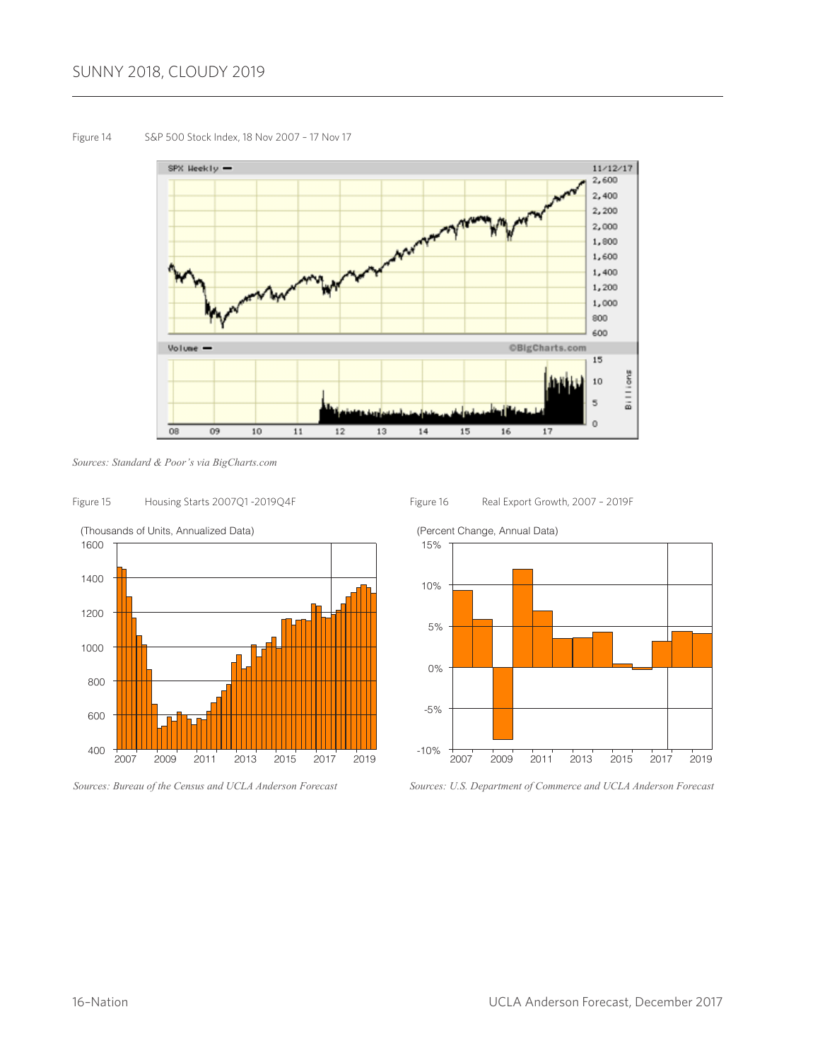Figure 14 S&P 500 Stock Index, 18 Nov 2007 – 17 Nov 17

*Sources: Standard & Poor's via BigCharts.com*

Figure 15 Housing Starts 2007Q1 -2019Q4F

(Thousands of Units, Annualized Data)

*Sources: Bureau of the Census and UCLA Anderson Forecast*

Figure 16 Real Export Growth, 2007 – 2019F

(Percent Change, Annual Data)

*Sources: U.S. Department of Commerce and UCLA Anderson Forecast*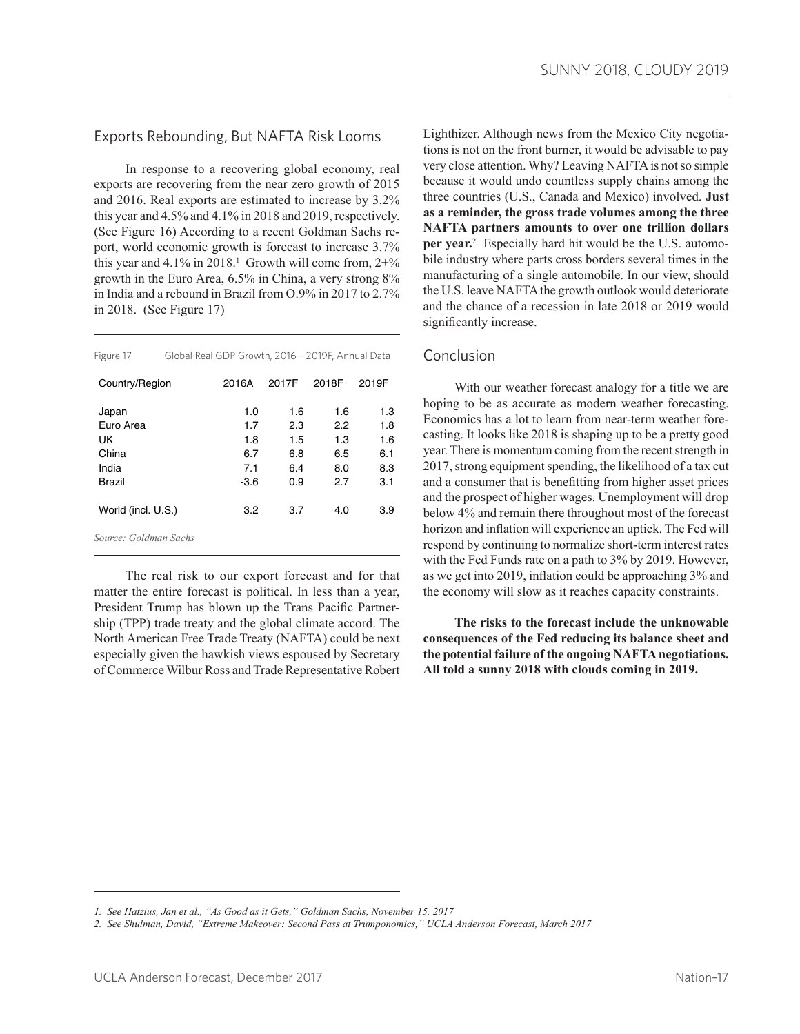## Exports Rebounding, But NAFTA Risk Looms

In response to a recovering global economy, real exports are recovering from the near zero growth of 2015 and 2016. Real exports are estimated to increase by 3.2% this year and 4.5% and 4.1% in 2018 and 2019, respectively. (See Figure 16) According to a recent Goldman Sachs report, world economic growth is forecast to increase 3.7% this year and 4.1% in 2018.[1] Growth will come from, 2+% growth in the Euro Area, 6.5% in China, a very strong 8% in India and a rebound in Brazil from O.9% in 2017 to 2.7% in 2018. (See Figure 17)

Figure 17 Global Real GDP Growth, 2016 – 2019F, Annual Data

| Country/Region | 2016A | 2017F | 2018F | 2019F |
|---|---|---|---|---|
| Japan | 1.0 | 1.6 | 1.6 | 1.3 |
| Euro Area | 1.7 | 2.3 | 2.2 | 1.8 |
| UK | 1.8 | 1.5 | 1.3 | 1.6 |
| China | 6.7 | 6.8 | 6.5 | 6.1 |
| India | 7.1 | 6.4 | 8.0 | 8.3 |
| Brazil | -3.6 | 0.9 | 2.7 | 3.1 |
| World (incl. U.S.) | 3.2 | 3.7 | 4.0 | 3.9 |

*Source: Goldman Sachs*

The real risk to our export forecast and for that matter the entire forecast is political. In less than a year, President Trump has blown up the Trans Pacific Partnership (TPP) trade treaty and the global climate accord. The North American Free Trade Treaty (NAFTA) could be next especially given the hawkish views espoused by Secretary of Commerce Wilbur Ross and Trade Representative Robert Lighthizer. Although news from the Mexico City negotiations is not on the front burner, it would be advisable to pay very close attention. Why? Leaving NAFTA is not so simple because it would undo countless supply chains among the three countries (U.S., Canada and Mexico) involved. **Just as a reminder, the gross trade volumes among the three NAFTA partners amounts to over one trillion dollars per year.**[2] Especially hard hit would be the U.S. automobile industry where parts cross borders several times in the manufacturing of a single automobile. In our view, should the U.S. leave NAFTA the growth outlook would deteriorate and the chance of a recession in late 2018 or 2019 would significantly increase.

## Conclusion

With our weather forecast analogy for a title we are hoping to be as accurate as modern weather forecasting. Economics has a lot to learn from near-term weather forecasting. It looks like 2018 is shaping up to be a pretty good year. There is momentum coming from the recent strength in 2017, strong equipment spending, the likelihood of a tax cut and a consumer that is benefitting from higher asset prices and the prospect of higher wages. Unemployment will drop below 4% and remain there throughout most of the forecast horizon and inflation will experience an uptick. The Fed will respond by continuing to normalize short-term interest rates with the Fed Funds rate on a path to 3% by 2019. However, as we get into 2019, inflation could be approaching 3% and the economy will slow as it reaches capacity constraints.

**The risks to the forecast include the unknowable consequences of the Fed reducing its balance sheet and the potential failure of the ongoing NAFTA negotiations. All told a sunny 2018 with clouds coming in 2019.**

---

*1. See Hatzius, Jan et al., "As Good as it Gets," Goldman Sachs, November 15, 2017*

*2. See Shulman, David, "Extreme Makeover: Second Pass at Trumponomics," UCLA Anderson Forecast, March 2017*